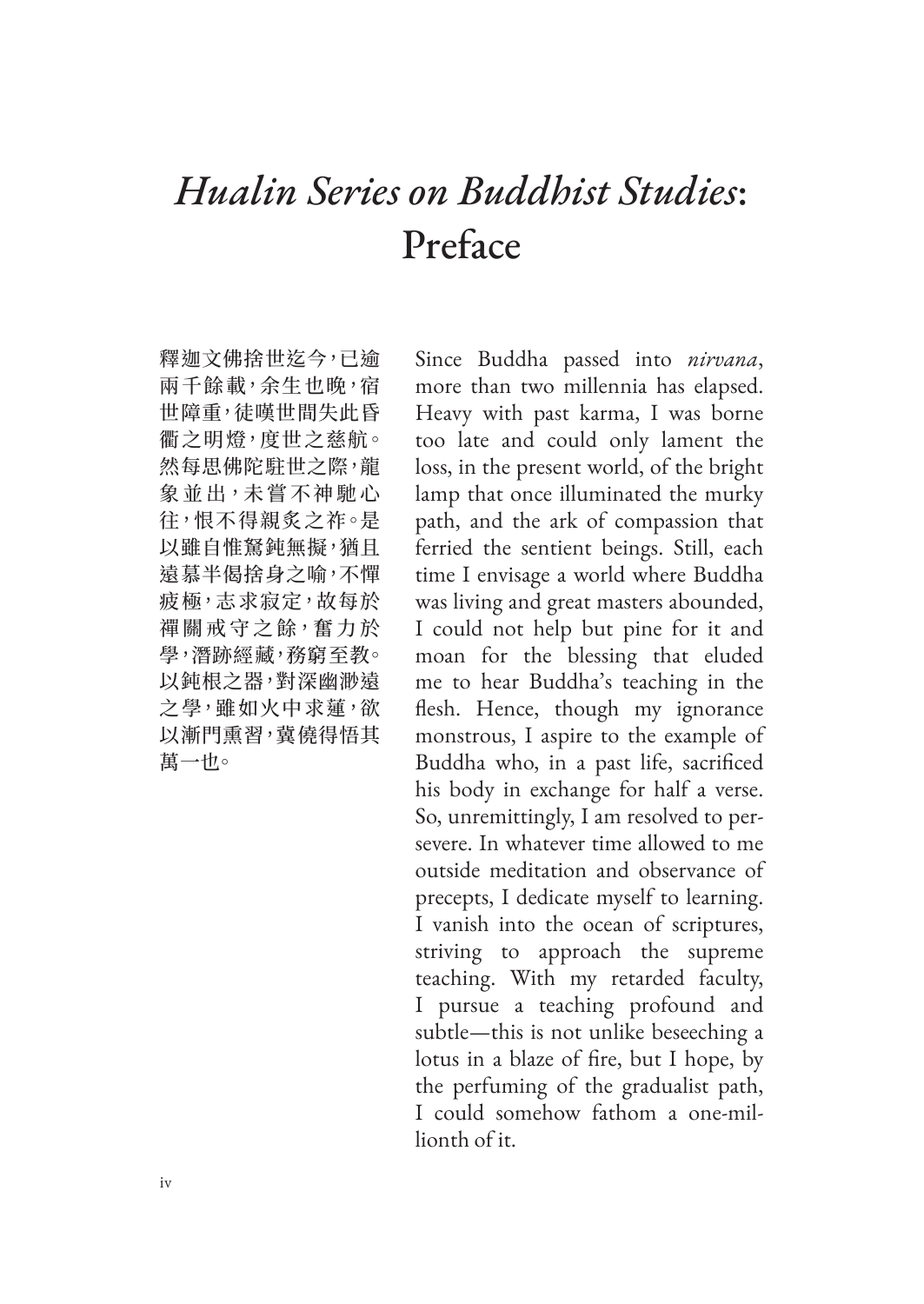# *Hualin Series on Buddhist Studies*: Preface

釋迦文佛捨世迄今，已逾兩千餘載，余生也晚，宿世障重，徒嘆世間失此昏衢之明燈，度世之慈航。然每思佛陀駐世之際，龍象並出，未嘗不神馳心往，恨不得親炙之祚。是以雖自惟駑鈍無擬，猶且遠慕半偈捨身之喻，不憚疲極，志求寂定，故每於禪關戒守之餘，奮力於學，潛跡經藏，務窮至教。以鈍根之器，對深幽渺遠之學，雖如火中求蓮，欲以漸門熏習，冀僥得悟其萬一也。

Since Buddha passed into *nirvana*, more than two millennia has elapsed. Heavy with past karma, I was borne too late and could only lament the loss, in the present world, of the bright lamp that once illuminated the murky path, and the ark of compassion that ferried the sentient beings. Still, each time I envisage a world where Buddha was living and great masters abounded, I could not help but pine for it and moan for the blessing that eluded me to hear Buddha's teaching in the flesh. Hence, though my ignorance monstrous, I aspire to the example of Buddha who, in a past life, sacrificed his body in exchange for half a verse. So, unremittingly, I am resolved to persevere. In whatever time allowed to me outside meditation and observance of precepts, I dedicate myself to learning. I vanish into the ocean of scriptures, striving to approach the supreme teaching. With my retarded faculty, I pursue a teaching profound and subtle—this is not unlike beseeching a lotus in a blaze of fire, but I hope, by the perfuming of the gradualist path, I could somehow fathom a one-millionth of it.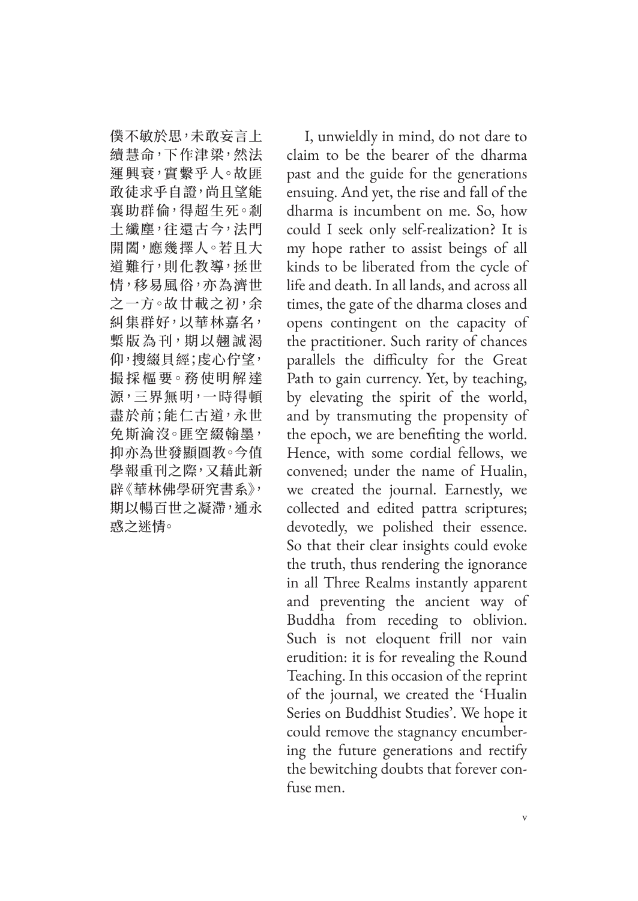僕不敏於思，未敢妄言上續慧命，下作津梁，然法運興衰，實繫乎人。故匪敢徒求乎自證，尚且望能襄助群倫，得超生死。刹土纖塵，往還古今，法門開闔，應幾擇人。若且大道難行，則化教導，拯世情，移易風俗，亦為濟世之一方。故廿載之初，余糾集群好，以華林嘉名，槧版為刊，期以翹誠渴仰，搜綴貝經；虔心佇望，擷採樞要。務使明解達源，三界無明，一時得頓盡於前；能仁古道，永世免斯淪沒。匪空綴翰墨，抑亦為世發顯圓教。今值學報重刊之際，又藉此新辟《華林佛學研究書系》，期以暢百世之凝滯，通永惑之迷情。

I, unwieldly in mind, do not dare to claim to be the bearer of the dharma past and the guide for the generations ensuing. And yet, the rise and fall of the dharma is incumbent on me. So, how could I seek only self-realization? It is my hope rather to assist beings of all kinds to be liberated from the cycle of life and death. In all lands, and across all times, the gate of the dharma closes and opens contingent on the capacity of the practitioner. Such rarity of chances parallels the difficulty for the Great Path to gain currency. Yet, by teaching, by elevating the spirit of the world, and by transmuting the propensity of the epoch, we are benefiting the world. Hence, with some cordial fellows, we convened; under the name of Hualin, we created the journal. Earnestly, we collected and edited pattra scriptures; devotedly, we polished their essence. So that their clear insights could evoke the truth, thus rendering the ignorance in all Three Realms instantly apparent and preventing the ancient way of Buddha from receding to oblivion. Such is not eloquent frill nor vain erudition: it is for revealing the Round Teaching. In this occasion of the reprint of the journal, we created the 'Hualin Series on Buddhist Studies'. We hope it could remove the stagnancy encumbering the future generations and rectify the bewitching doubts that forever confuse men.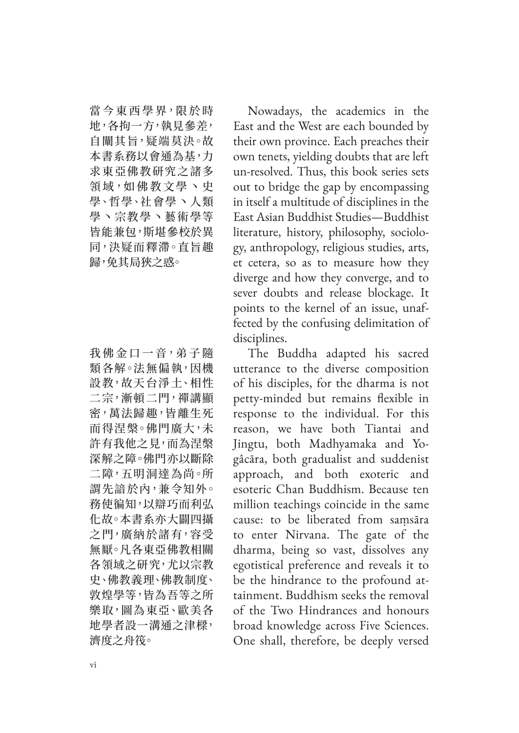當今東西學界，限於時地，各拘一方，執見參差，自闡其旨，疑端莫決。故本書系務以會通為基，力求東亞佛教研究之諸多領域，如佛教文學、史學、哲學、社會學、人類學、宗教學、藝術學等皆能兼包，斯堪參校於異同，決疑而釋滯。直旨趣歸，免其局狹之惑。

Nowadays, the academics in the East and the West are each bounded by their own province. Each preaches their own tenets, yielding doubts that are left un-resolved. Thus, this book series sets out to bridge the gap by encompassing in itself a multitude of disciplines in the East Asian Buddhist Studies—Buddhist literature, history, philosophy, sociology, anthropology, religious studies, arts, et cetera, so as to measure how they diverge and how they converge, and to sever doubts and release blockage. It points to the kernel of an issue, unaffected by the confusing delimitation of disciplines.

我佛金口一音，弟子隨類各解。法無偏執，因機設教，故天台淨土、相性二宗，漸頓二門，禪講顯密，萬法歸趣，皆離生死而得涅槃。佛門廣大，未許有我他之見，而為涅槃深解之障。佛門亦以斷除二障，五明洞達為尚。所謂先諳於內，兼令知外。務使偏知，以辯巧而利弘化故。本書系亦大闢四攝之門，廣納於諸有，容受無厭。凡各東亞佛教相關各領域之研究，尤以宗教史、佛教義理、佛教制度、敦煌學等，皆為吾等之所樂取，圖為東亞、歐美各地學者設一溝通之津樑，濟度之舟筏。

The Buddha adapted his sacred utterance to the diverse composition of his disciples, for the dharma is not petty-minded but remains flexible in response to the individual. For this reason, we have both Tiantai and Jingtu, both Madhyamaka and Yogâcāra, both gradualist and suddenist approach, and both exoteric and esoteric Chan Buddhism. Because ten million teachings coincide in the same cause: to be liberated from saṃsāra to enter Nirvana. The gate of the dharma, being so vast, dissolves any egotistical preference and reveals it to be the hindrance to the profound attainment. Buddhism seeks the removal of the Two Hindrances and honours broad knowledge across Five Sciences. One shall, therefore, be deeply versed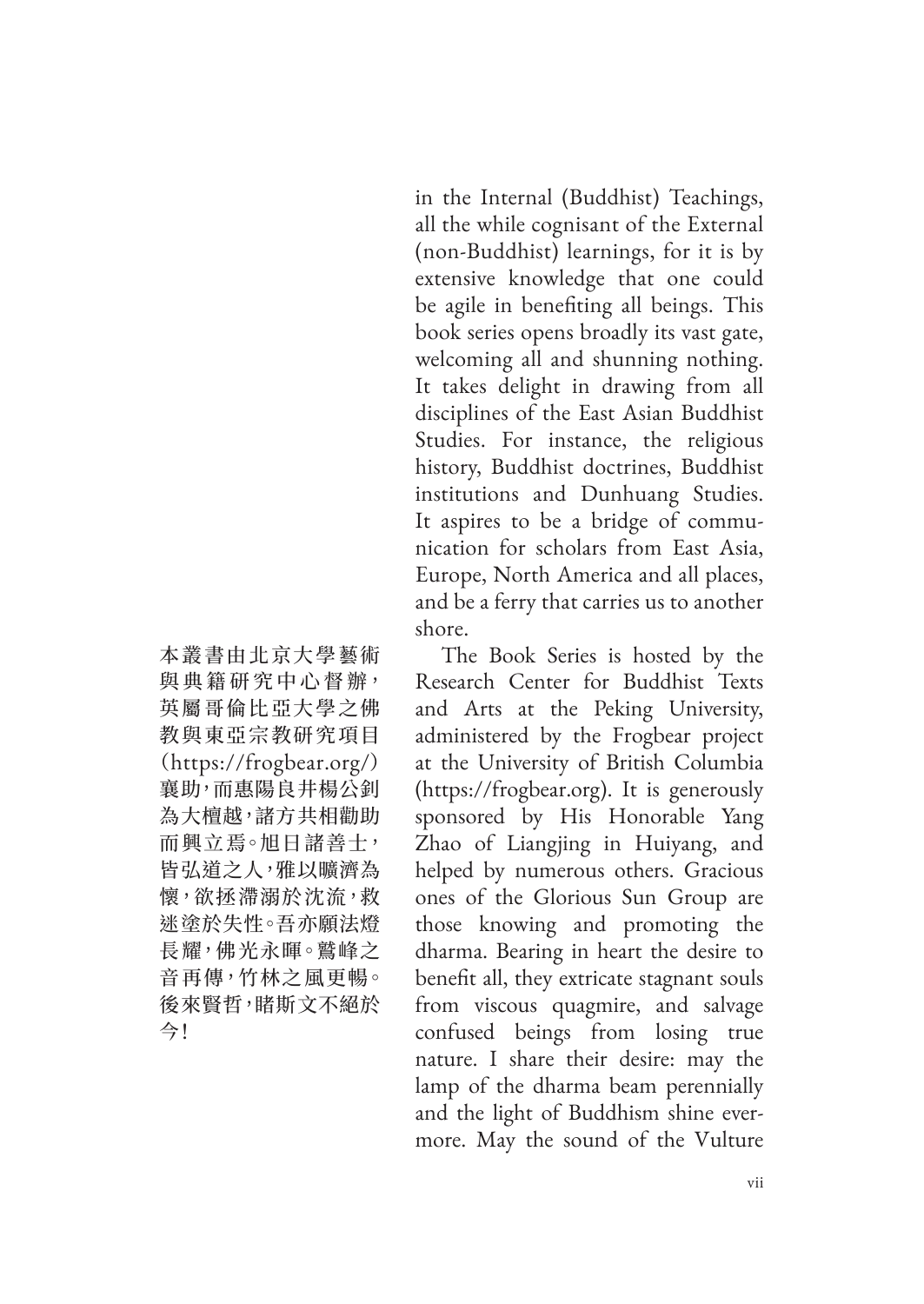本叢書由北京大學藝術與典籍研究中心督辦，英屬哥倫比亞大學之佛教與東亞宗教研究項目（https://frogbear.org/）襄助，而惠陽良井楊公釗為大檀越，諸方共相勸助而興立焉。旭日諸善士，皆弘道之人，雅以曠濟為懷，欲拯滯溺於沈流，救迷塗於失性。吾亦願法燈長耀，佛光永暉。鷲峰之音再傳，竹林之風更暢。後來賢哲，睹斯文不絕於今！

in the Internal (Buddhist) Teachings, all the while cognisant of the External (non-Buddhist) learnings, for it is by extensive knowledge that one could be agile in benefiting all beings. This book series opens broadly its vast gate, welcoming all and shunning nothing. It takes delight in drawing from all disciplines of the East Asian Buddhist Studies. For instance, the religious history, Buddhist doctrines, Buddhist institutions and Dunhuang Studies. It aspires to be a bridge of communication for scholars from East Asia, Europe, North America and all places, and be a ferry that carries us to another shore.

The Book Series is hosted by the Research Center for Buddhist Texts and Arts at the Peking University, administered by the Frogbear project at the University of British Columbia (https://frogbear.org). It is generously sponsored by His Honorable Yang Zhao of Liangjing in Huiyang, and helped by numerous others. Gracious ones of the Glorious Sun Group are those knowing and promoting the dharma. Bearing in heart the desire to benefit all, they extricate stagnant souls from viscous quagmire, and salvage confused beings from losing true nature. I share their desire: may the lamp of the dharma beam perennially and the light of Buddhism shine evermore. May the sound of the Vulture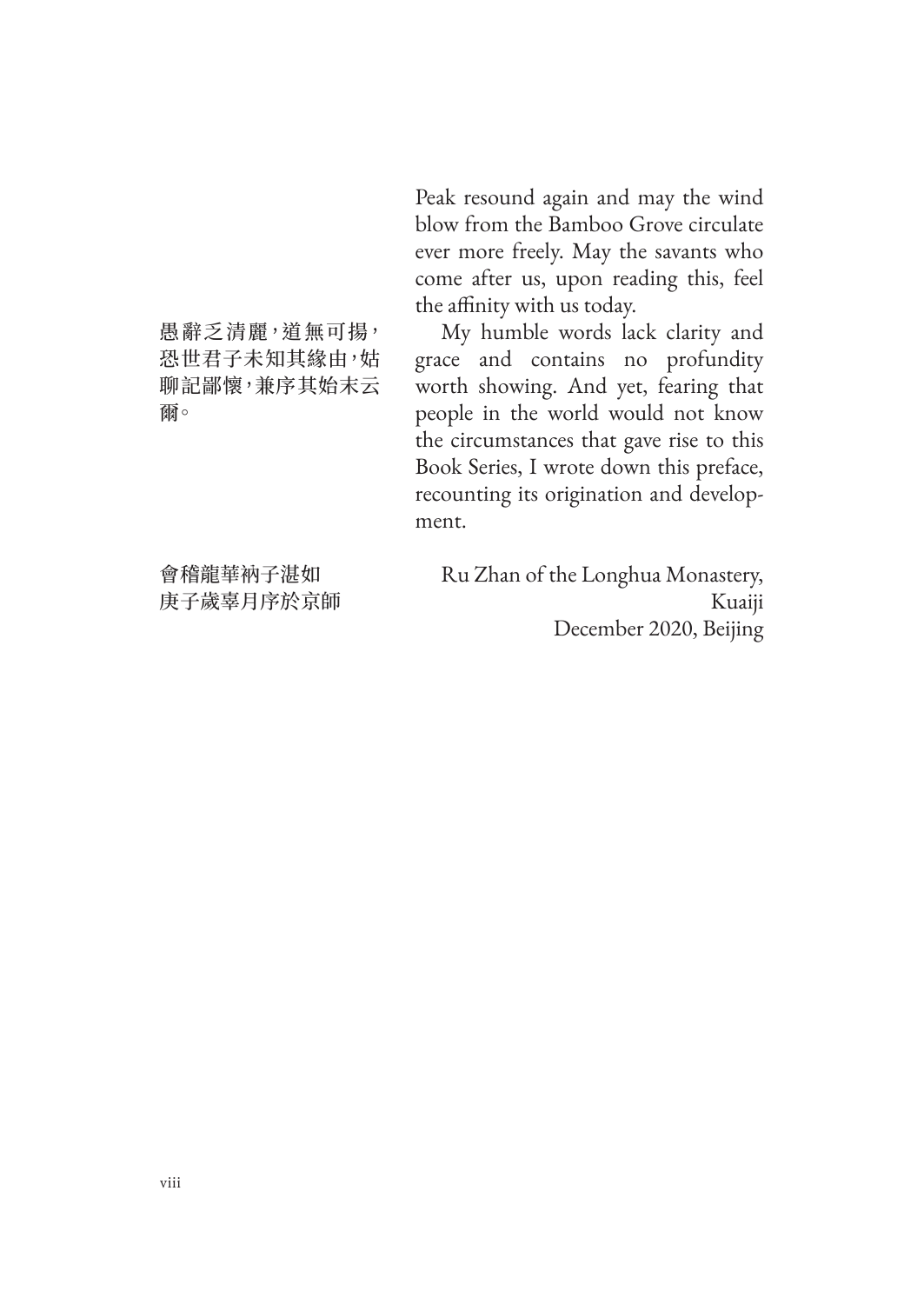Peak resound again and may the wind blow from the Bamboo Grove circulate ever more freely. May the savants who come after us, upon reading this, feel the affinity with us today.

愚辭乏清麗，道無可揚，恐世君子未知其緣由，姑聊記鄙懷，兼序其始末云爾。

My humble words lack clarity and grace and contains no profundity worth showing. And yet, fearing that people in the world would not know the circumstances that gave rise to this Book Series, I wrote down this preface, recounting its origination and development.

會稽龍華衲子湛如
庚子歲辜月序於京師

Ru Zhan of the Longhua Monastery, Kuaiji
December 2020, Beijing